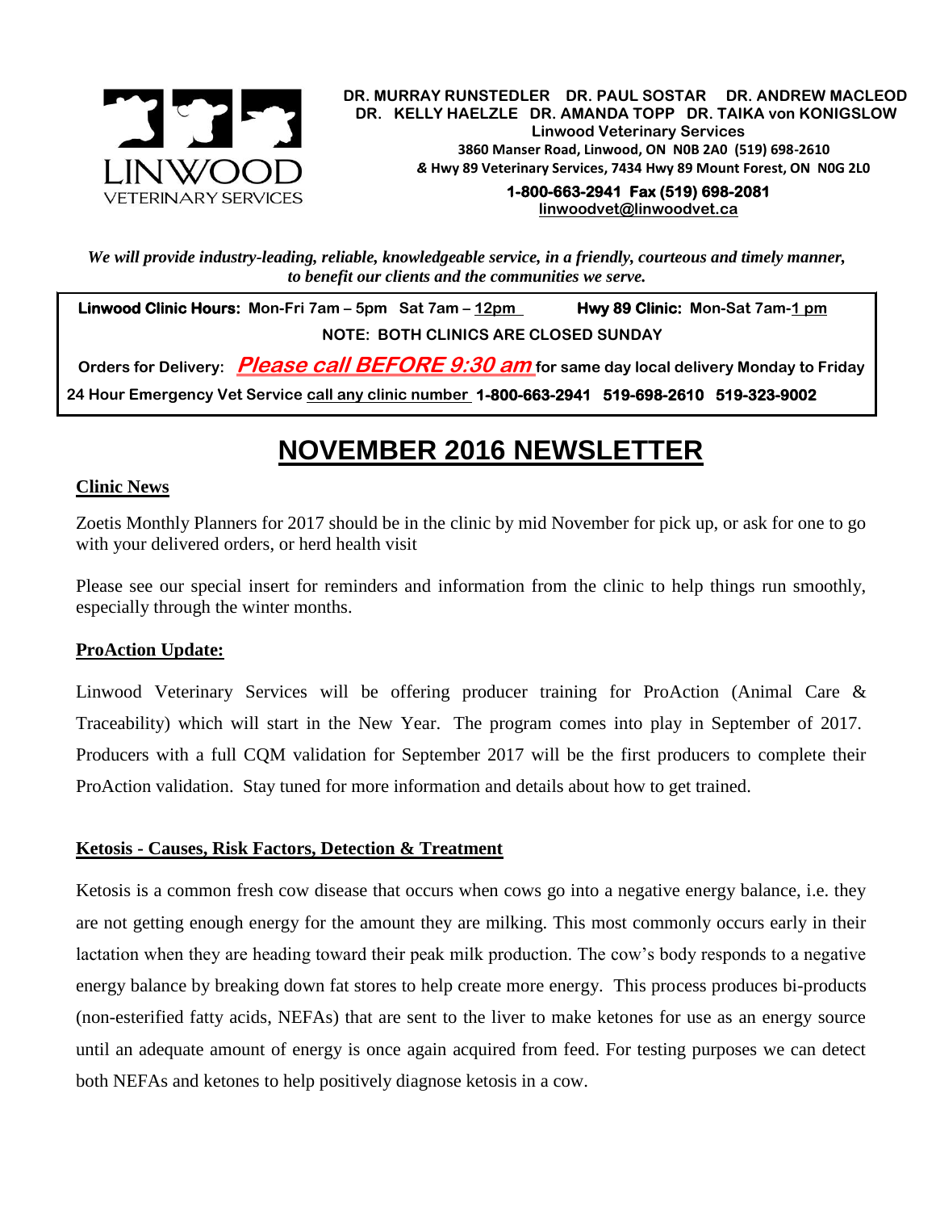LINWOOD VETERINARY SERVICES

**DR. MURRAY RUNSTEDLER DR. PAUL SOSTAR DR. ANDREW MACLEOD**
**DR. KELLY HAELZLE DR. AMANDA TOPP DR. TAIKA von KONIGSLOW**
**Linwood Veterinary Services**
**3860 Manser Road, Linwood, ON N0B 2A0 (519) 698-2610**
***&* Hwy 89 Veterinary Services, 7434 Hwy 89 Mount Forest, ON N0G 2L0**
**1-800-663-2941 Fax (519) 698-2081**
**linwoodvet@linwoodvet.ca**

*We will provide industry-leading, reliable, knowledgeable service, in a friendly, courteous and timely manner, to benefit our clients and the communities we serve.*

**Linwood Clinic Hours:** Mon-Fri 7am – 5pm Sat 7am – 12pm **Hwy 89 Clinic:** Mon-Sat 7am-1 pm

**NOTE: BOTH CLINICS ARE CLOSED SUNDAY**

**Orders for Delivery:** ***Please call BEFORE 9:30 am*** **for same day local delivery Monday to Friday**

**24 Hour Emergency Vet Service call any clinic number 1-800-663-2941 519-698-2610 519-323-9002**

# NOVEMBER 2016 NEWSLETTER

## Clinic News

Zoetis Monthly Planners for 2017 should be in the clinic by mid November for pick up, or ask for one to go with your delivered orders, or herd health visit

Please see our special insert for reminders and information from the clinic to help things run smoothly, especially through the winter months.

## ProAction Update:

Linwood Veterinary Services will be offering producer training for ProAction (Animal Care & Traceability) which will start in the New Year. The program comes into play in September of 2017. Producers with a full CQM validation for September 2017 will be the first producers to complete their ProAction validation. Stay tuned for more information and details about how to get trained.

## Ketosis - Causes, Risk Factors, Detection & Treatment

Ketosis is a common fresh cow disease that occurs when cows go into a negative energy balance, i.e. they are not getting enough energy for the amount they are milking. This most commonly occurs early in their lactation when they are heading toward their peak milk production. The cow's body responds to a negative energy balance by breaking down fat stores to help create more energy. This process produces bi-products (non-esterified fatty acids, NEFAs) that are sent to the liver to make ketones for use as an energy source until an adequate amount of energy is once again acquired from feed. For testing purposes we can detect both NEFAs and ketones to help positively diagnose ketosis in a cow.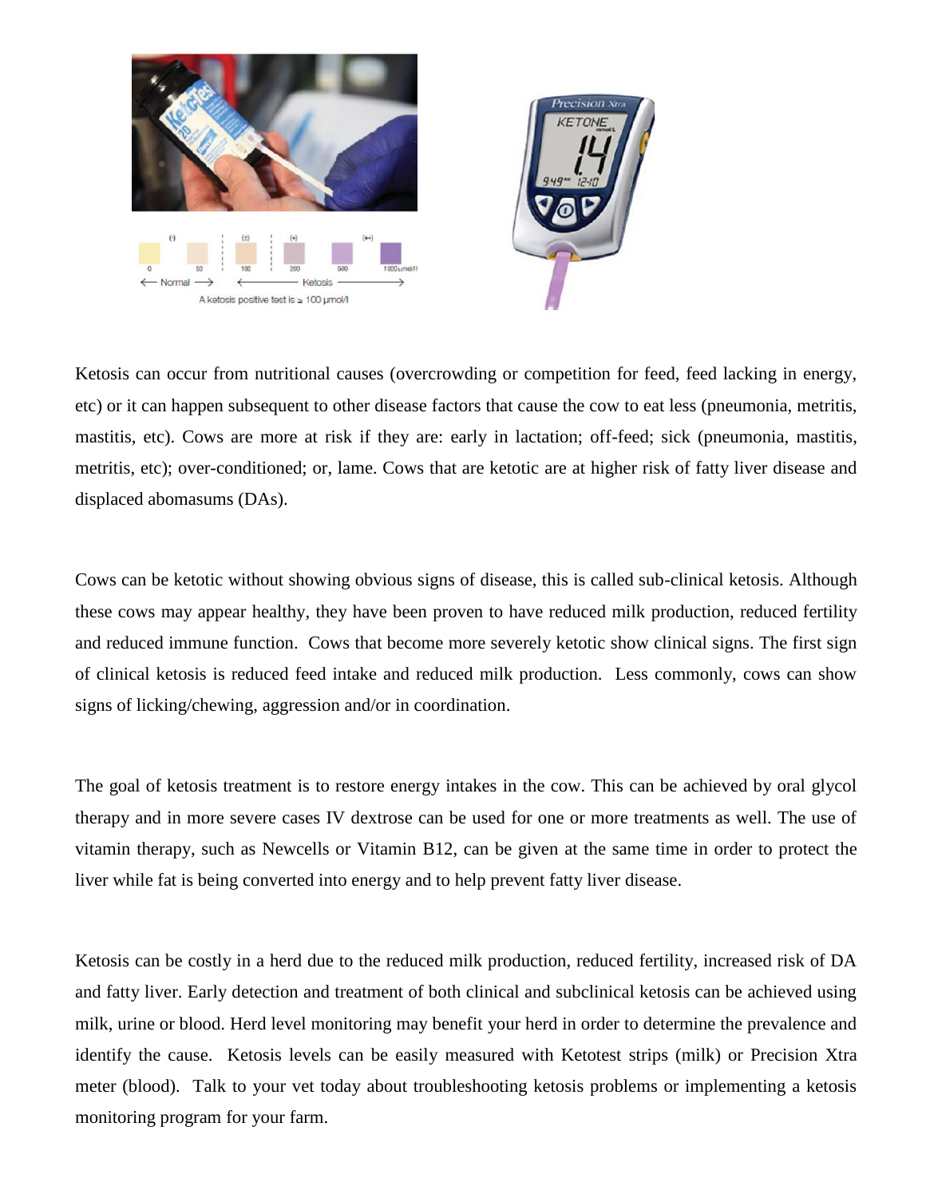(-) (±) (+) (++)

0 50 100 200 500 1000 µmol/l

← Normal → ← Ketosis →

A ketosis positive test is ≥ 100 µmol/l

Ketosis can occur from nutritional causes (overcrowding or competition for feed, feed lacking in energy, etc) or it can happen subsequent to other disease factors that cause the cow to eat less (pneumonia, metritis, mastitis, etc). Cows are more at risk if they are: early in lactation; off-feed; sick (pneumonia, mastitis, metritis, etc); over-conditioned; or, lame. Cows that are ketotic are at higher risk of fatty liver disease and displaced abomasums (DAs).

Cows can be ketotic without showing obvious signs of disease, this is called sub-clinical ketosis. Although these cows may appear healthy, they have been proven to have reduced milk production, reduced fertility and reduced immune function. Cows that become more severely ketotic show clinical signs. The first sign of clinical ketosis is reduced feed intake and reduced milk production. Less commonly, cows can show signs of licking/chewing, aggression and/or in coordination.

The goal of ketosis treatment is to restore energy intakes in the cow. This can be achieved by oral glycol therapy and in more severe cases IV dextrose can be used for one or more treatments as well. The use of vitamin therapy, such as Newcells or Vitamin B12, can be given at the same time in order to protect the liver while fat is being converted into energy and to help prevent fatty liver disease.

Ketosis can be costly in a herd due to the reduced milk production, reduced fertility, increased risk of DA and fatty liver. Early detection and treatment of both clinical and subclinical ketosis can be achieved using milk, urine or blood. Herd level monitoring may benefit your herd in order to determine the prevalence and identify the cause. Ketosis levels can be easily measured with Ketotest strips (milk) or Precision Xtra meter (blood). Talk to your vet today about troubleshooting ketosis problems or implementing a ketosis monitoring program for your farm.